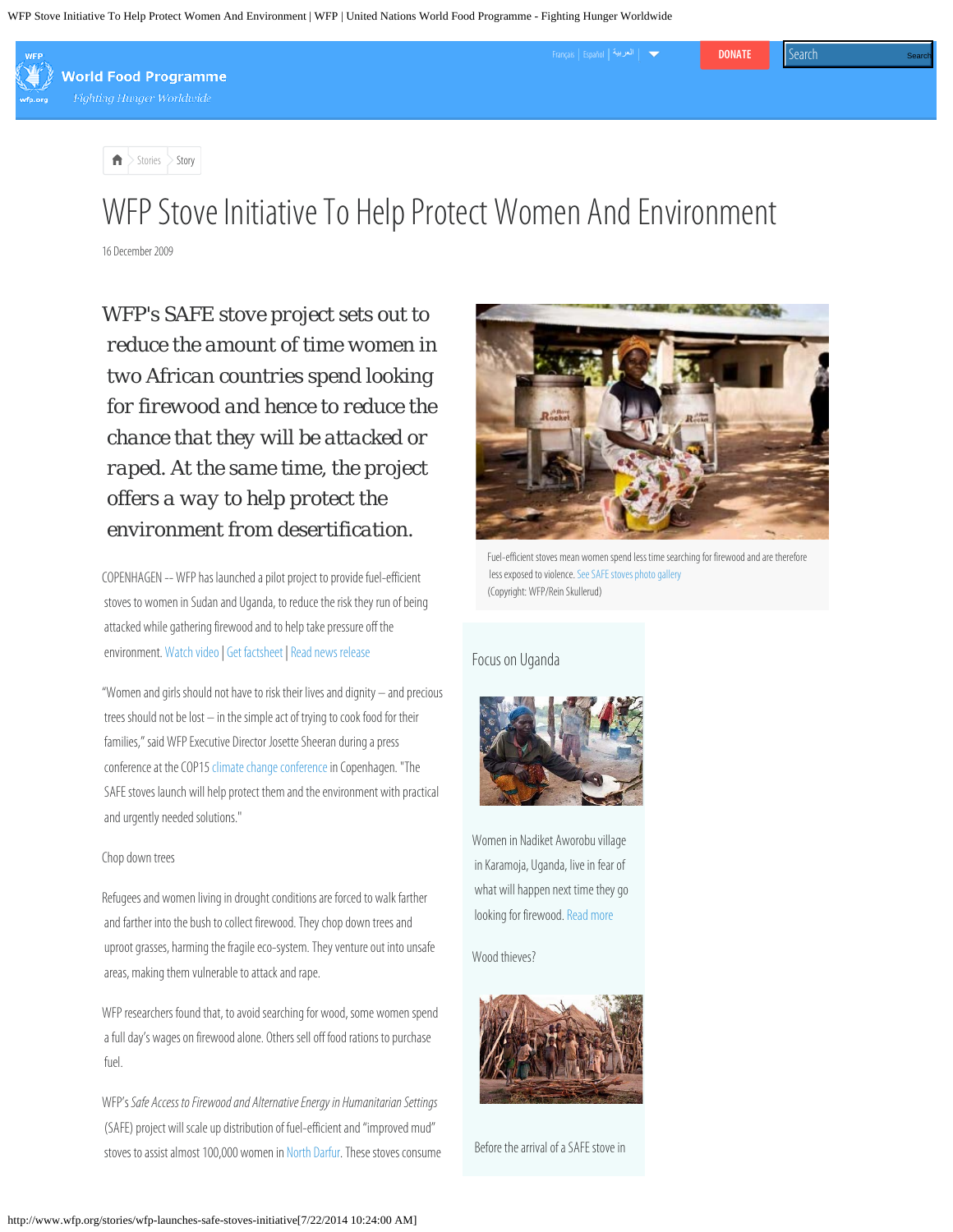# WFP Stove Initiative To Help Protect Women And Environment

16 December 2009

WFP's SAFE stove project sets out to reduce the amount of time women in two African countries spend looking for firewood and hence to reduce the chance that they will be attacked or raped. At the same time, the project offers a way to help protect the environment from desertification.

Fuel-efficient stoves mean women spend less time searching for firewood and are therefore less exposed to violence. See SAFE stoves photo gallery
(Copyright: WFP/Rein Skullerud)

COPENHAGEN -- WFP has launched a pilot project to provide fuel-efficient stoves to women in Sudan and Uganda, to reduce the risk they run of being attacked while gathering firewood and to help take pressure off the environment. Watch video | Get factsheet | Read news release

"Women and girls should not have to risk their lives and dignity – and precious trees should not be lost – in the simple act of trying to cook food for their families," said WFP Executive Director Josette Sheeran during a press conference at the COP15 climate change conference in Copenhagen. "The SAFE stoves launch will help protect them and the environment with practical and urgently needed solutions."

Chop down trees

Refugees and women living in drought conditions are forced to walk farther and farther into the bush to collect firewood. They chop down trees and uproot grasses, harming the fragile eco-system. They venture out into unsafe areas, making them vulnerable to attack and rape.

WFP researchers found that, to avoid searching for wood, some women spend a full day's wages on firewood alone. Others sell off food rations to purchase fuel.

WFP's *Safe Access to Firewood and Alternative Energy in Humanitarian Settings* (SAFE) project will scale up distribution of fuel-efficient and "improved mud" stoves to assist almost 100,000 women in North Darfur. These stoves consume

Focus on Uganda

Women in Nadiket Aworobu village in Karamoja, Uganda, live in fear of what will happen next time they go looking for firewood. Read more

Wood thieves?

Before the arrival of a SAFE stove in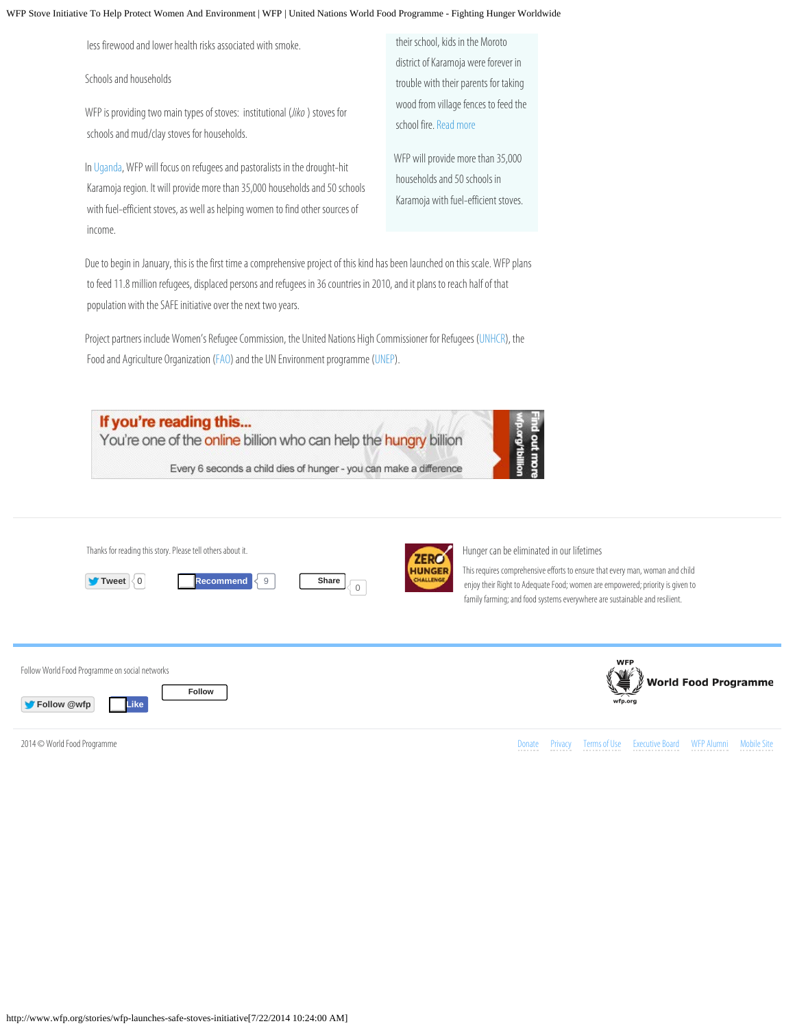less firewood and lower health risks associated with smoke.

## Schools and households

WFP is providing two main types of stoves: institutional (*Jiko* ) stoves for schools and mud/clay stoves for households.

In Uganda, WFP will focus on refugees and pastoralists in the drought-hit Karamoja region. It will provide more than 35,000 households and 50 schools with fuel-efficient stoves, as well as helping women to find other sources of income.

their school, kids in the Moroto district of Karamoja were forever in trouble with their parents for taking wood from village fences to feed the school fire. Read more

WFP will provide more than 35,000 households and 50 schools in Karamoja with fuel-efficient stoves.

Due to begin in January, this is the first time a comprehensive project of this kind has been launched on this scale. WFP plans to feed 11.8 million refugees, displaced persons and refugees in 36 countries in 2010, and it plans to reach half of that population with the SAFE initiative over the next two years.

Project partners include Women's Refugee Commission, the United Nations High Commissioner for Refugees (UNHCR), the Food and Agriculture Organization (FAO) and the UN Environment programme (UNEP).

**If you're reading this...**
You're one of the online billion who can help the hungry billion
Every 6 seconds a child dies of hunger - you can make a difference
Find out more wfp.org/1billion

Thanks for reading this story. Please tell others about it.

Tweet 0 Recommend 9 Share 0

ZERO HUNGER CHALLENGE

Hunger can be eliminated in our lifetimes

This requires comprehensive efforts to ensure that every man, woman and child enjoy their Right to Adequate Food; women are empowered; priority is given to family farming; and food systems everywhere are sustainable and resilient.

Follow World Food Programme on social networks

Follow @wfp Like Follow

WFP World Food Programme wfp.org

2014 © World Food Programme

Donate Privacy Terms of Use Executive Board WFP Alumni Mobile Site